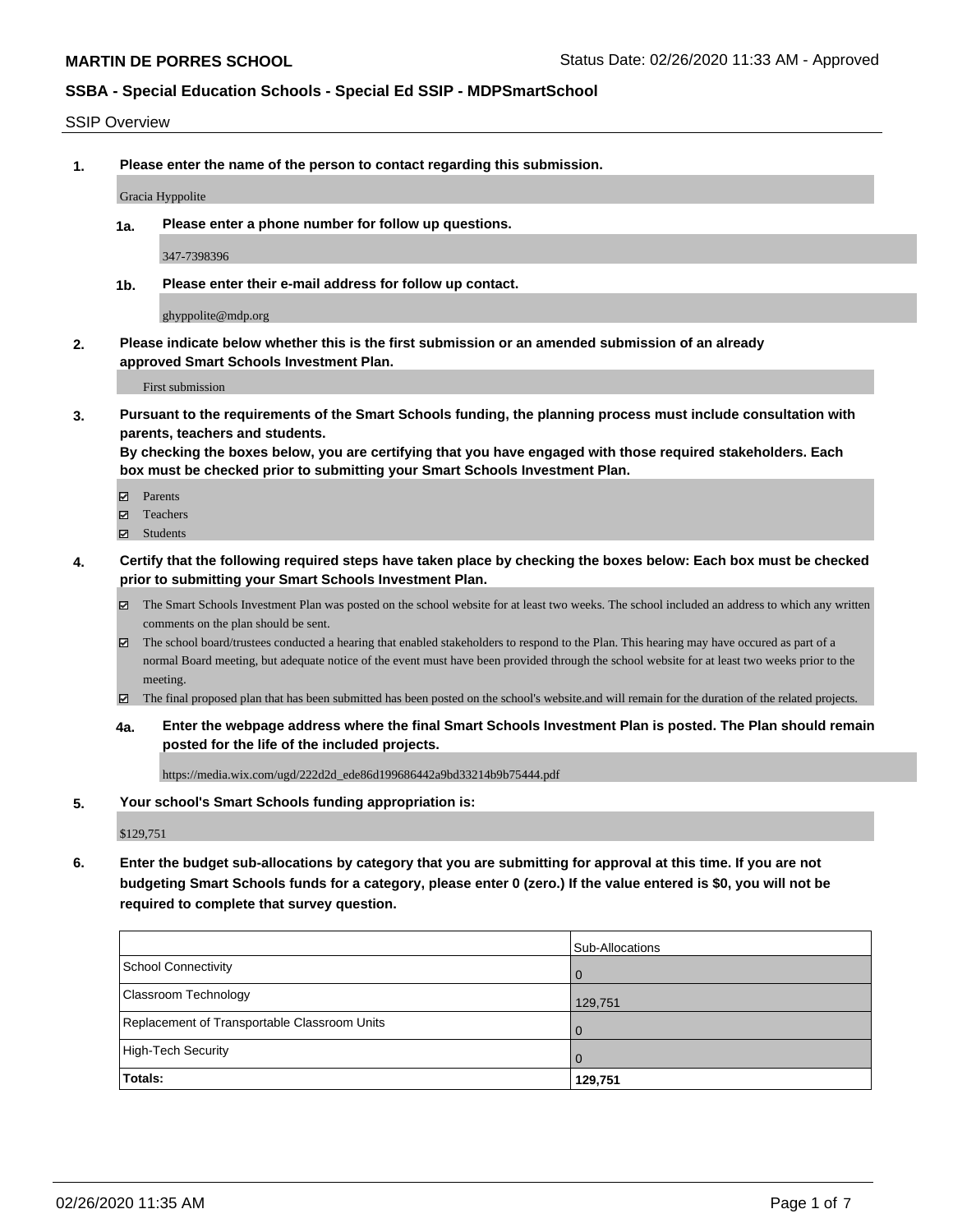**MARTIN DE PORRES SCHOOL** Status Date: 02/26/2020 11:33 AM - Approved

## SSBA - Special Education Schools - Special Ed SSIP - MDPSmartSchool

SSIP Overview

**1. Please enter the name of the person to contact regarding this submission.**

Gracia Hyppolite

**1a. Please enter a phone number for follow up questions.**

347-7398396

**1b. Please enter their e-mail address for follow up contact.**

ghyppolite@mdp.org

**2. Please indicate below whether this is the first submission or an amended submission of an already approved Smart Schools Investment Plan.**

First submission

**3. Pursuant to the requirements of the Smart Schools funding, the planning process must include consultation with parents, teachers and students.**
**By checking the boxes below, you are certifying that you have engaged with those required stakeholders. Each box must be checked prior to submitting your Smart Schools Investment Plan.**

- ☑ Parents
- ☑ Teachers
- ☑ Students

**4. Certify that the following required steps have taken place by checking the boxes below: Each box must be checked prior to submitting your Smart Schools Investment Plan.**

- ☑ The Smart Schools Investment Plan was posted on the school website for at least two weeks. The school included an address to which any written comments on the plan should be sent.
- ☑ The school board/trustees conducted a hearing that enabled stakeholders to respond to the Plan. This hearing may have occured as part of a normal Board meeting, but adequate notice of the event must have been provided through the school website for at least two weeks prior to the meeting.
- ☑ The final proposed plan that has been submitted has been posted on the school's website.and will remain for the duration of the related projects.

**4a. Enter the webpage address where the final Smart Schools Investment Plan is posted. The Plan should remain posted for the life of the included projects.**

https://media.wix.com/ugd/222d2d_ede86d199686442a9bd33214b9b75444.pdf

**5. Your school's Smart Schools funding appropriation is:**

$129,751

**6. Enter the budget sub-allocations by category that you are submitting for approval at this time. If you are not budgeting Smart Schools funds for a category, please enter 0 (zero.) If the value entered is $0, you will not be required to complete that survey question.**

| | Sub-Allocations |
|---|---|
| School Connectivity | 0 |
| Classroom Technology | 129,751 |
| Replacement of Transportable Classroom Units | 0 |
| High-Tech Security | 0 |
| **Totals:** | **129,751** |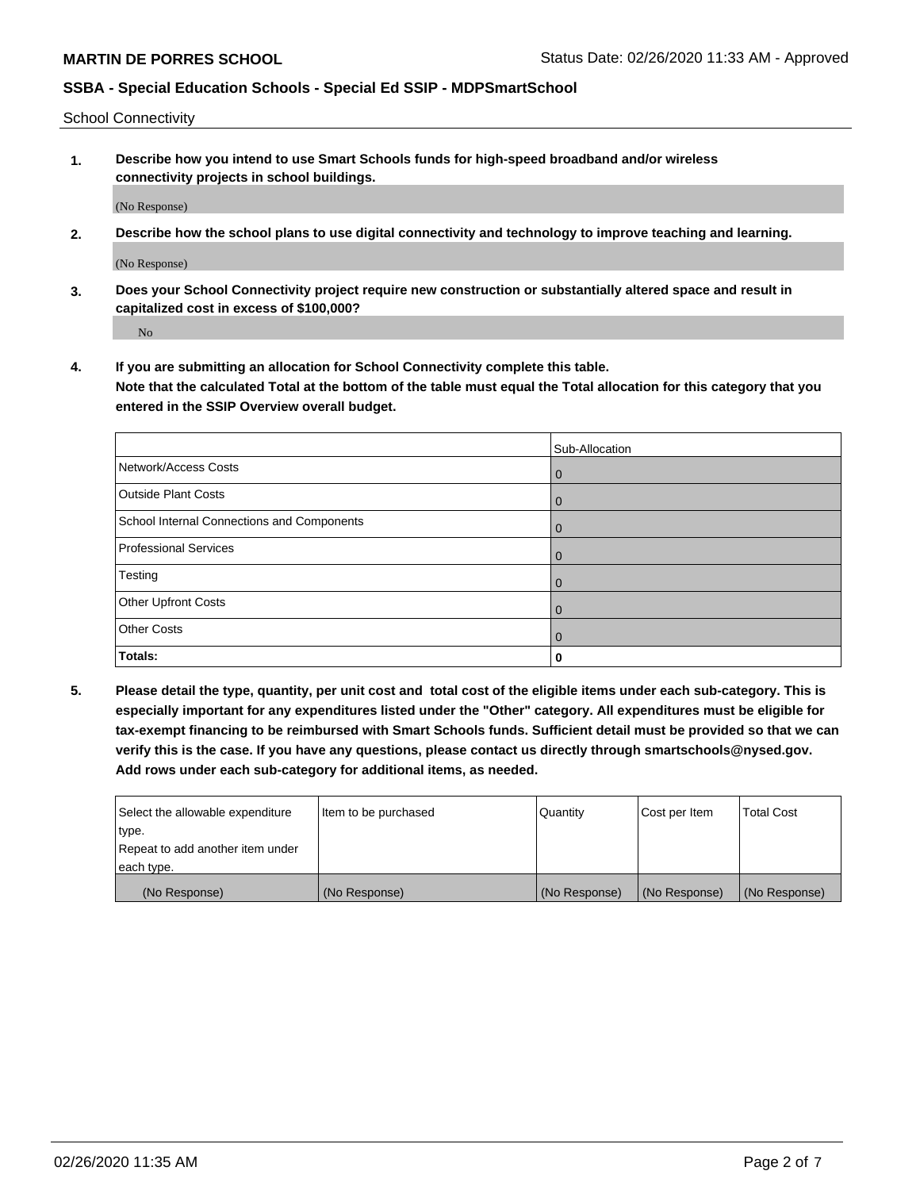**MARTIN DE PORRES SCHOOL** Status Date: 02/26/2020 11:33 AM - Approved

**SSBA - Special Education Schools - Special Ed SSIP - MDPSmartSchool**

School Connectivity

1. **Describe how you intend to use Smart Schools funds for high-speed broadband and/or wireless connectivity projects in school buildings.**

   (No Response)

2. **Describe how the school plans to use digital connectivity and technology to improve teaching and learning.**

   (No Response)

3. **Does your School Connectivity project require new construction or substantially altered space and result in capitalized cost in excess of $100,000?**

   No

4. **If you are submitting an allocation for School Connectivity complete this table. Note that the calculated Total at the bottom of the table must equal the Total allocation for this category that you entered in the SSIP Overview overall budget.**

| | Sub-Allocation |
|---|---|
| Network/Access Costs | 0 |
| Outside Plant Costs | 0 |
| School Internal Connections and Components | 0 |
| Professional Services | 0 |
| Testing | 0 |
| Other Upfront Costs | 0 |
| Other Costs | 0 |
| **Totals:** | **0** |

5. **Please detail the type, quantity, per unit cost and total cost of the eligible items under each sub-category. This is especially important for any expenditures listed under the "Other" category. All expenditures must be eligible for tax-exempt financing to be reimbursed with Smart Schools funds. Sufficient detail must be provided so that we can verify this is the case. If you have any questions, please contact us directly through smartschools@nysed.gov. Add rows under each sub-category for additional items, as needed.**

| Select the allowable expenditure type. Repeat to add another item under each type. | Item to be purchased | Quantity | Cost per Item | Total Cost |
|---|---|---|---|---|
| (No Response) | (No Response) | (No Response) | (No Response) | (No Response) |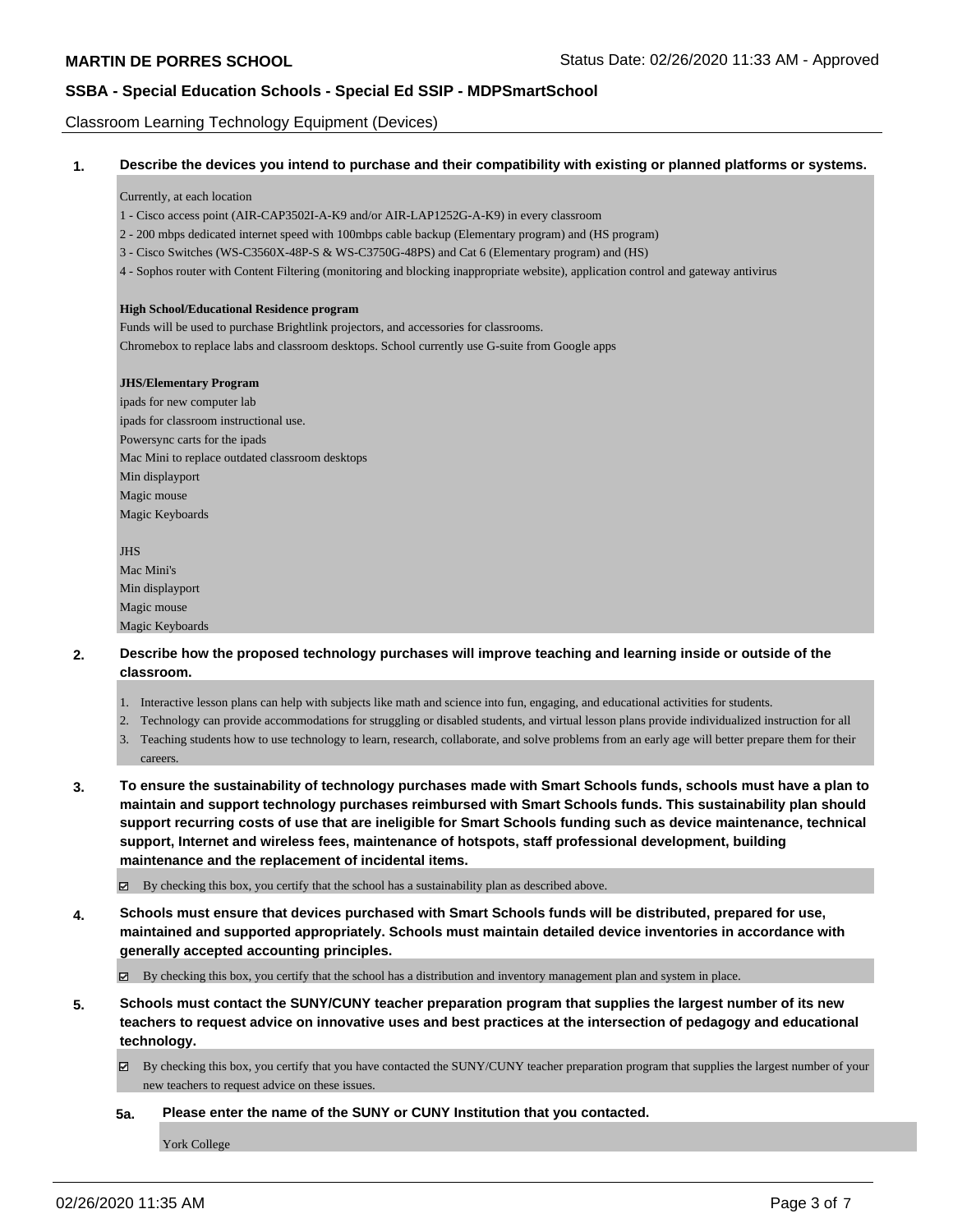**MARTIN DE PORRES SCHOOL** Status Date: 02/26/2020 11:33 AM - Approved

**SSBA - Special Education Schools - Special Ed SSIP - MDPSmartSchool**

Classroom Learning Technology Equipment (Devices)

**1. Describe the devices you intend to purchase and their compatibility with existing or planned platforms or systems.**

Currently, at each location

1 - Cisco access point (AIR-CAP3502I-A-K9 and/or AIR-LAP1252G-A-K9) in every classroom

2 - 200 mbps dedicated internet speed with 100mbps cable backup (Elementary program) and (HS program)

3 - Cisco Switches (WS-C3560X-48P-S & WS-C3750G-48PS) and Cat 6 (Elementary program) and (HS)

4 - Sophos router with Content Filtering (monitoring and blocking inappropriate website), application control and gateway antivirus

**High School/Educational Residence program**

Funds will be used to purchase Brightlink projectors, and accessories for classrooms.

Chromebox to replace labs and classroom desktops. School currently use G-suite from Google apps

**JHS/Elementary Program**

ipads for new computer lab

ipads for classroom instructional use.

Powersync carts for the ipads

Mac Mini to replace outdated classroom desktops

Min displayport

Magic mouse

Magic Keyboards

JHS

Mac Mini's

Min displayport

Magic mouse

Magic Keyboards

**2. Describe how the proposed technology purchases will improve teaching and learning inside or outside of the classroom.**

1. Interactive lesson plans can help with subjects like math and science into fun, engaging, and educational activities for students.
2. Technology can provide accommodations for struggling or disabled students, and virtual lesson plans provide individualized instruction for all
3. Teaching students how to use technology to learn, research, collaborate, and solve problems from an early age will better prepare them for their careers.

**3. To ensure the sustainability of technology purchases made with Smart Schools funds, schools must have a plan to maintain and support technology purchases reimbursed with Smart Schools funds. This sustainability plan should support recurring costs of use that are ineligible for Smart Schools funding such as device maintenance, technical support, Internet and wireless fees, maintenance of hotspots, staff professional development, building maintenance and the replacement of incidental items.**

☑ By checking this box, you certify that the school has a sustainability plan as described above.

**4. Schools must ensure that devices purchased with Smart Schools funds will be distributed, prepared for use, maintained and supported appropriately. Schools must maintain detailed device inventories in accordance with generally accepted accounting principles.**

☑ By checking this box, you certify that the school has a distribution and inventory management plan and system in place.

**5. Schools must contact the SUNY/CUNY teacher preparation program that supplies the largest number of its new teachers to request advice on innovative uses and best practices at the intersection of pedagogy and educational technology.**

☑ By checking this box, you certify that you have contacted the SUNY/CUNY teacher preparation program that supplies the largest number of your new teachers to request advice on these issues.

**5a. Please enter the name of the SUNY or CUNY Institution that you contacted.**

York College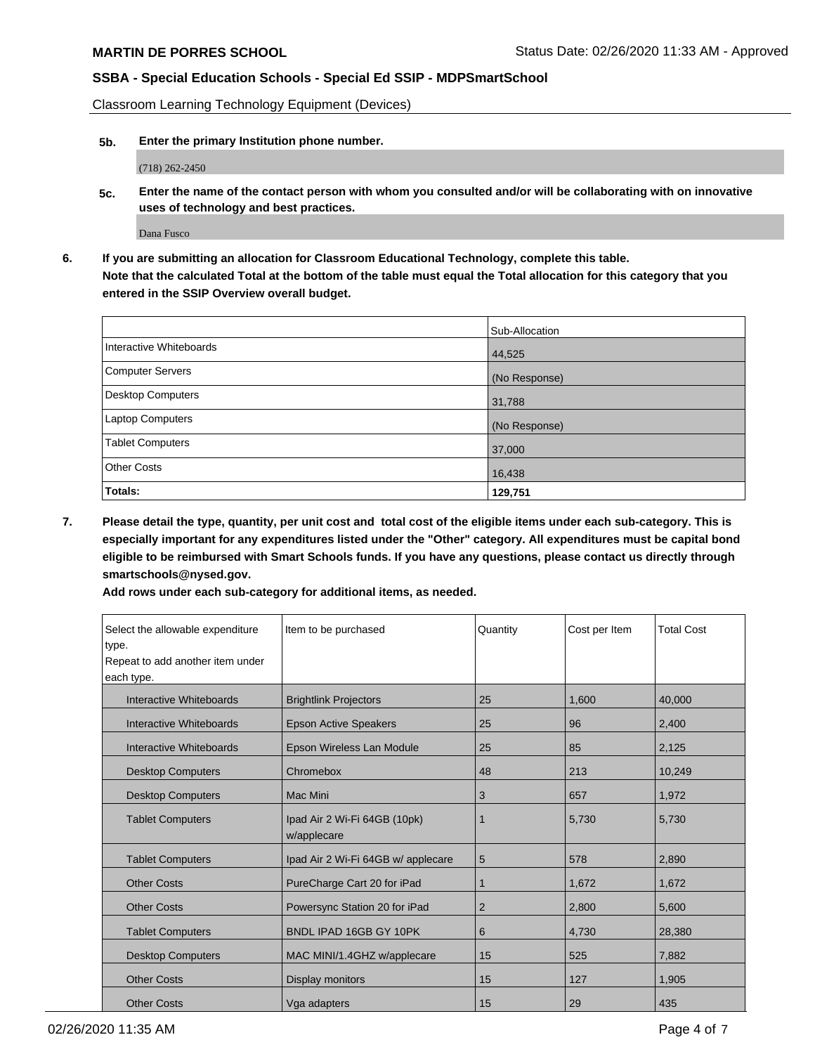Classroom Learning Technology Equipment (Devices)

**5b. Enter the primary Institution phone number.**

(718) 262-2450

**5c. Enter the name of the contact person with whom you consulted and/or will be collaborating with on innovative uses of technology and best practices.**

Dana Fusco

**6. If you are submitting an allocation for Classroom Educational Technology, complete this table.**
**Note that the calculated Total at the bottom of the table must equal the Total allocation for this category that you entered in the SSIP Overview overall budget.**

| | Sub-Allocation |
|---|---|
| Interactive Whiteboards | 44,525 |
| Computer Servers | (No Response) |
| Desktop Computers | 31,788 |
| Laptop Computers | (No Response) |
| Tablet Computers | 37,000 |
| Other Costs | 16,438 |
| **Totals:** | **129,751** |

**7. Please detail the type, quantity, per unit cost and total cost of the eligible items under each sub-category. This is especially important for any expenditures listed under the "Other" category. All expenditures must be capital bond eligible to be reimbursed with Smart Schools funds. If you have any questions, please contact us directly through smartschools@nysed.gov.**

**Add rows under each sub-category for additional items, as needed.**

| Select the allowable expenditure type. Repeat to add another item under each type. | Item to be purchased | Quantity | Cost per Item | Total Cost |
|---|---|---|---|---|
| Interactive Whiteboards | Brightlink Projectors | 25 | 1,600 | 40,000 |
| Interactive Whiteboards | Epson Active Speakers | 25 | 96 | 2,400 |
| Interactive Whiteboards | Epson Wireless Lan Module | 25 | 85 | 2,125 |
| Desktop Computers | Chromebox | 48 | 213 | 10,249 |
| Desktop Computers | Mac Mini | 3 | 657 | 1,972 |
| Tablet Computers | Ipad Air 2 Wi-Fi 64GB (10pk) w/applecare | 1 | 5,730 | 5,730 |
| Tablet Computers | Ipad Air 2 Wi-Fi 64GB w/ applecare | 5 | 578 | 2,890 |
| Other Costs | PureCharge Cart 20 for iPad | 1 | 1,672 | 1,672 |
| Other Costs | Powersync Station 20 for iPad | 2 | 2,800 | 5,600 |
| Tablet Computers | BNDL IPAD 16GB GY 10PK | 6 | 4,730 | 28,380 |
| Desktop Computers | MAC MINI/1.4GHZ w/applecare | 15 | 525 | 7,882 |
| Other Costs | Display monitors | 15 | 127 | 1,905 |
| Other Costs | Vga adapters | 15 | 29 | 435 |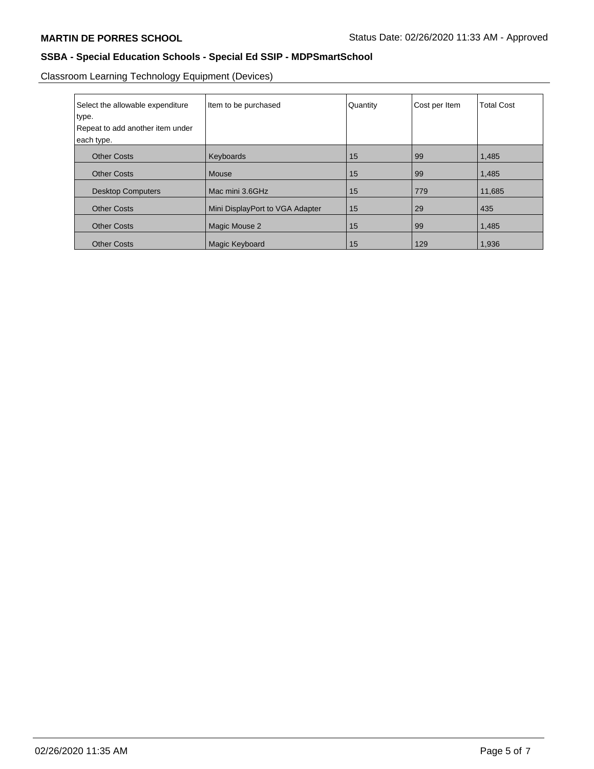Classroom Learning Technology Equipment (Devices)

| Select the allowable expenditure type. Repeat to add another item under each type. | Item to be purchased | Quantity | Cost per Item | Total Cost |
|---|---|---|---|---|
| Other Costs | Keyboards | 15 | 99 | 1,485 |
| Other Costs | Mouse | 15 | 99 | 1,485 |
| Desktop Computers | Mac mini 3.6GHz | 15 | 779 | 11,685 |
| Other Costs | Mini DisplayPort to VGA Adapter | 15 | 29 | 435 |
| Other Costs | Magic Mouse 2 | 15 | 99 | 1,485 |
| Other Costs | Magic Keyboard | 15 | 129 | 1,936 |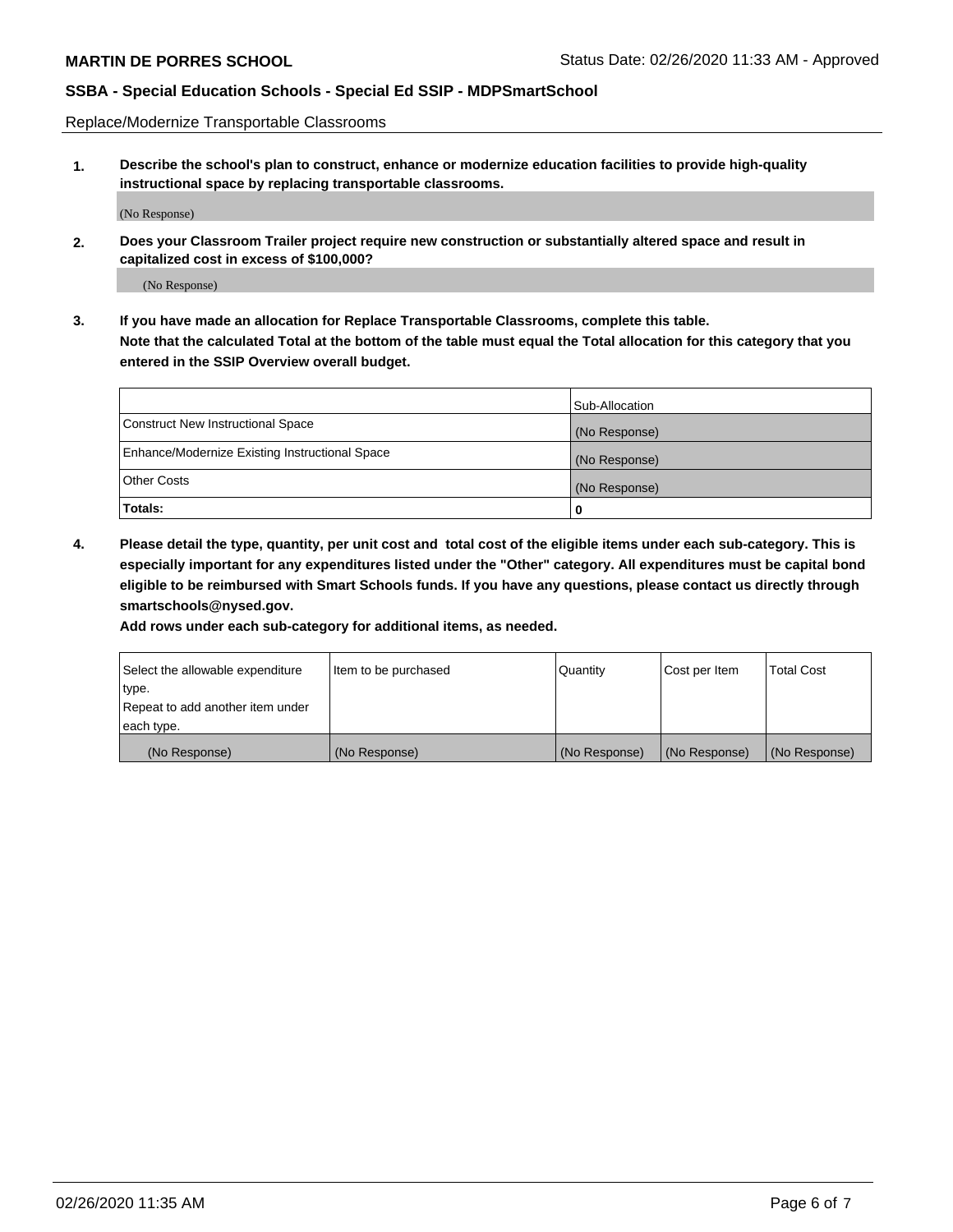**MARTIN DE PORRES SCHOOL** Status Date: 02/26/2020 11:33 AM - Approved

**SSBA - Special Education Schools - Special Ed SSIP - MDPSmartSchool**

Replace/Modernize Transportable Classrooms

**1. Describe the school's plan to construct, enhance or modernize education facilities to provide high-quality instructional space by replacing transportable classrooms.**

(No Response)

**2. Does your Classroom Trailer project require new construction or substantially altered space and result in capitalized cost in excess of $100,000?**

(No Response)

**3. If you have made an allocation for Replace Transportable Classrooms, complete this table. Note that the calculated Total at the bottom of the table must equal the Total allocation for this category that you entered in the SSIP Overview overall budget.**

| | Sub-Allocation |
|---|---|
| Construct New Instructional Space | (No Response) |
| Enhance/Modernize Existing Instructional Space | (No Response) |
| Other Costs | (No Response) |
| **Totals:** | **0** |

**4. Please detail the type, quantity, per unit cost and total cost of the eligible items under each sub-category. This is especially important for any expenditures listed under the "Other" category. All expenditures must be capital bond eligible to be reimbursed with Smart Schools funds. If you have any questions, please contact us directly through smartschools@nysed.gov.**

**Add rows under each sub-category for additional items, as needed.**

| Select the allowable expenditure type. Repeat to add another item under each type. | Item to be purchased | Quantity | Cost per Item | Total Cost |
|---|---|---|---|---|
| (No Response) | (No Response) | (No Response) | (No Response) | (No Response) |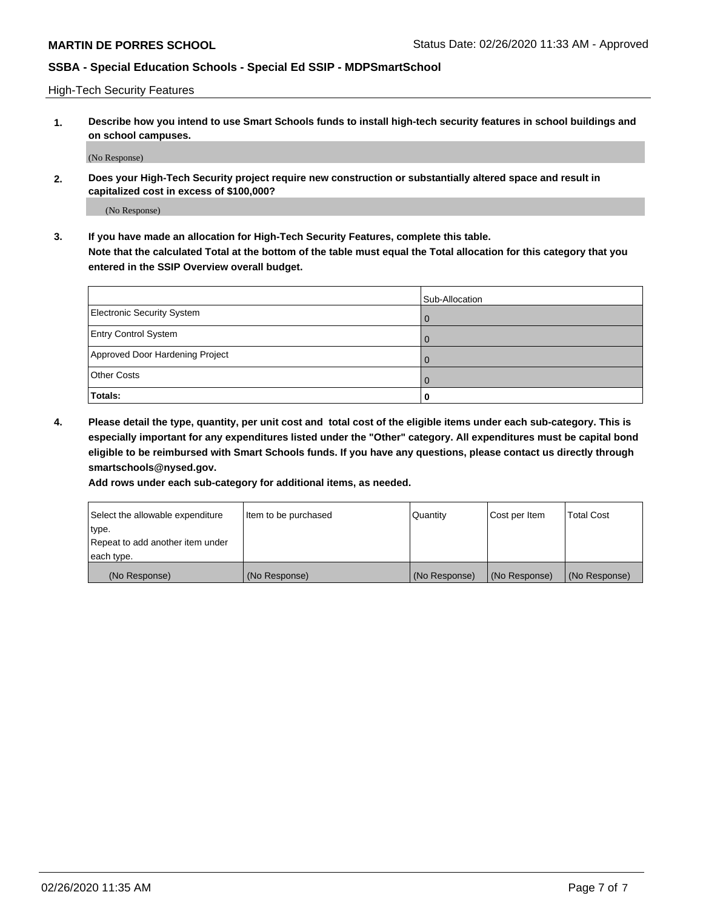High-Tech Security Features

**1. Describe how you intend to use Smart Schools funds to install high-tech security features in school buildings and on school campuses.**

(No Response)

**2. Does your High-Tech Security project require new construction or substantially altered space and result in capitalized cost in excess of $100,000?**

(No Response)

**3. If you have made an allocation for High-Tech Security Features, complete this table.**
**Note that the calculated Total at the bottom of the table must equal the Total allocation for this category that you entered in the SSIP Overview overall budget.**

| | Sub-Allocation |
|---|---|
| Electronic Security System | 0 |
| Entry Control System | 0 |
| Approved Door Hardening Project | 0 |
| Other Costs | 0 |
| **Totals:** | **0** |

**4. Please detail the type, quantity, per unit cost and total cost of the eligible items under each sub-category. This is especially important for any expenditures listed under the "Other" category. All expenditures must be capital bond eligible to be reimbursed with Smart Schools funds. If you have any questions, please contact us directly through smartschools@nysed.gov.**

**Add rows under each sub-category for additional items, as needed.**

| Select the allowable expenditure type. Repeat to add another item under each type. | Item to be purchased | Quantity | Cost per Item | Total Cost |
|---|---|---|---|---|
| (No Response) | (No Response) | (No Response) | (No Response) | (No Response) |